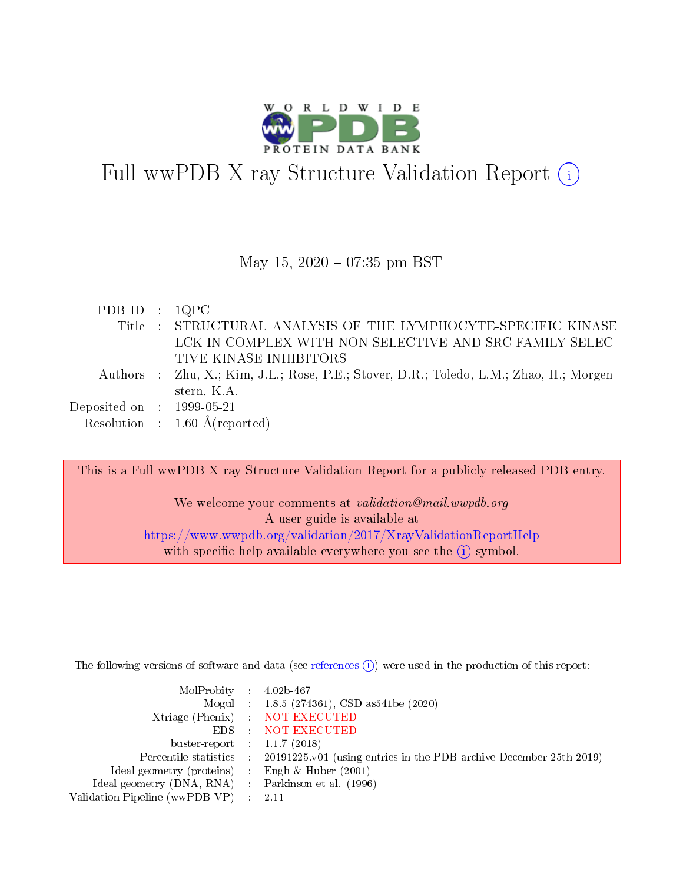# Full wwPDB X-ray Structure Validation Report (i)

May 15, 2020 – 07:35 pm BST

| | | |
|---|---|---|
| PDB ID | : | 1QPC |
| Title | : | STRUCTURAL ANALYSIS OF THE LYMPHOCYTE-SPECIFIC KINASE LCK IN COMPLEX WITH NON-SELECTIVE AND SRC FAMILY SELECTIVE KINASE INHIBITORS |
| Authors | : | Zhu, X.; Kim, J.L.; Rose, P.E.; Stover, D.R.; Toledo, L.M.; Zhao, H.; Morgenstern, K.A. |
| Deposited on | : | 1999-05-21 |
| Resolution | : | 1.60 Å(reported) |

This is a Full wwPDB X-ray Structure Validation Report for a publicly released PDB entry.

We welcome your comments at *validation@mail.wwpdb.org*
A user guide is available at
https://www.wwpdb.org/validation/2017/XrayValidationReportHelp
with specific help available everywhere you see the (i) symbol.

The following versions of software and data (see references (i)) were used in the production of this report:

| | | |
|---|---|---|
| MolProbity | : | 4.02b-467 |
| Mogul | : | 1.8.5 (274361), CSD as541be (2020) |
| Xtriage (Phenix) | : | NOT EXECUTED |
| EDS | : | NOT EXECUTED |
| buster-report | : | 1.1.7 (2018) |
| Percentile statistics | : | 20191225.v01 (using entries in the PDB archive December 25th 2019) |
| Ideal geometry (proteins) | : | Engh & Huber (2001) |
| Ideal geometry (DNA, RNA) | : | Parkinson et al. (1996) |
| Validation Pipeline (wwPDB-VP) | : | 2.11 |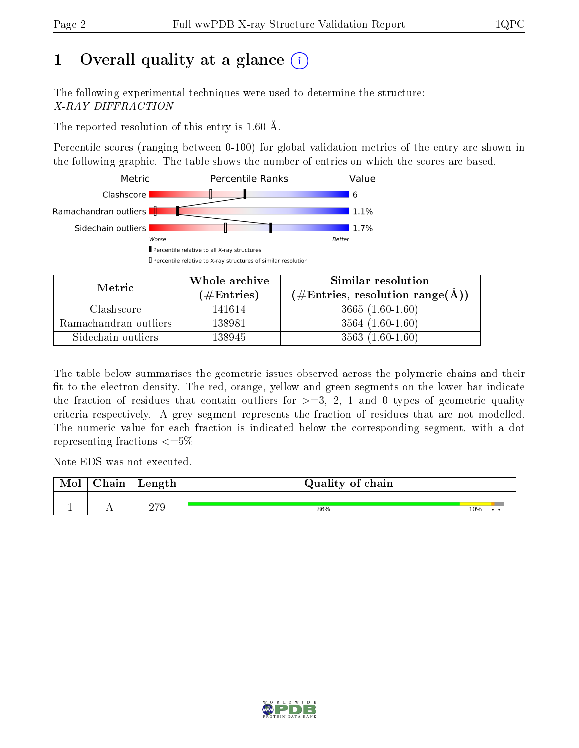# 1 Overall quality at a glance

The following experimental techniques were used to determine the structure:
*X-RAY DIFFRACTION*

The reported resolution of this entry is 1.60 Å.

Percentile scores (ranging between 0-100) for global validation metrics of the entry are shown in the following graphic. The table shows the number of entries on which the scores are based.

| Metric | Value |
|---|---|
| Clashscore | 6 |
| Ramachandran outliers | 1.1% |
| Sidechain outliers | 1.7% |

Worse — Better

Percentile relative to all X-ray structures

Percentile relative to X-ray structures of similar resolution

| Metric | Whole archive (#Entries) | Similar resolution (#Entries, resolution range(Å)) |
|---|---|---|
| Clashscore | 141614 | 3665 (1.60-1.60) |
| Ramachandran outliers | 138981 | 3564 (1.60-1.60) |
| Sidechain outliers | 138945 | 3563 (1.60-1.60) |

The table below summarises the geometric issues observed across the polymeric chains and their fit to the electron density. The red, orange, yellow and green segments on the lower bar indicate the fraction of residues that contain outliers for >=3, 2, 1 and 0 types of geometric quality criteria respectively. A grey segment represents the fraction of residues that are not modelled. The numeric value for each fraction is indicated below the corresponding segment, with a dot representing fractions <=5%

Note EDS was not executed.

| Mol | Chain | Length | Quality of chain |
|---|---|---|---|
| 1 | A | 279 | 86% 10% • • |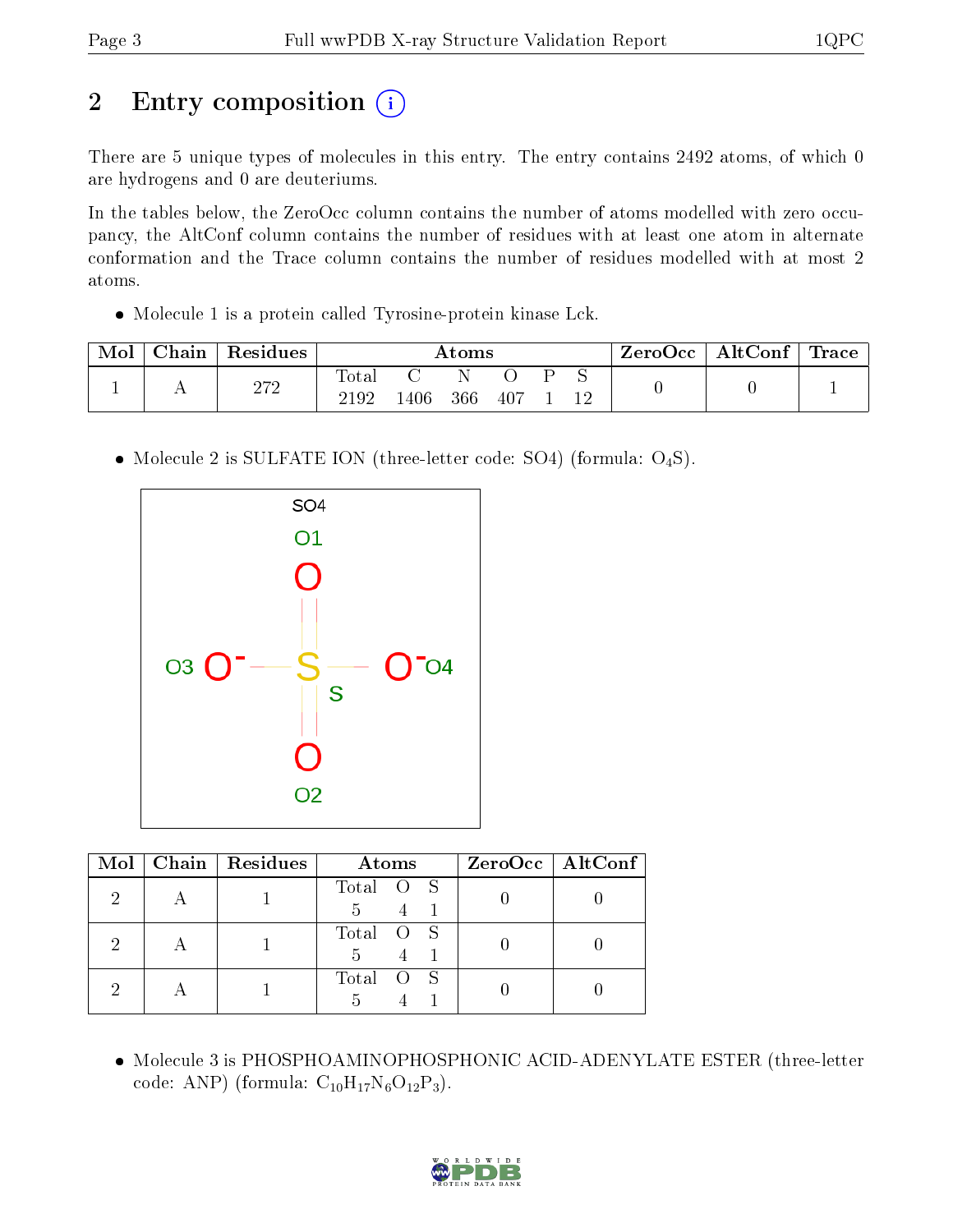# 2 Entry composition

There are 5 unique types of molecules in this entry. The entry contains 2492 atoms, of which 0 are hydrogens and 0 are deuteriums.

In the tables below, the ZeroOcc column contains the number of atoms modelled with zero occupancy, the AltConf column contains the number of residues with at least one atom in alternate conformation and the Trace column contains the number of residues modelled with at most 2 atoms.

- Molecule 1 is a protein called Tyrosine-protein kinase Lck.

| Mol | Chain | Residues | Atoms | | | | | | ZeroOcc | AltConf | Trace |
|---|---|---|---|---|---|---|---|---|---|---|---|
| 1 | A | 272 | Total 2192 | C 1406 | N 366 | O 407 | P 1 | S 12 | 0 | 0 | 1 |

- Molecule 2 is SULFATE ION (three-letter code: SO4) (formula: $O_4S$).

| Mol | Chain | Residues | Atoms | | | ZeroOcc | AltConf |
|---|---|---|---|---|---|---|---|
| 2 | A | 1 | Total 5 | O 4 | S 1 | 0 | 0 |
| 2 | A | 1 | Total 5 | O 4 | S 1 | 0 | 0 |
| 2 | A | 1 | Total 5 | O 4 | S 1 | 0 | 0 |

- Molecule 3 is PHOSPHOAMINOPHOSPHONIC ACID-ADENYLATE ESTER (three-letter code: ANP) (formula: $C_{10}H_{17}N_6O_{12}P_3$).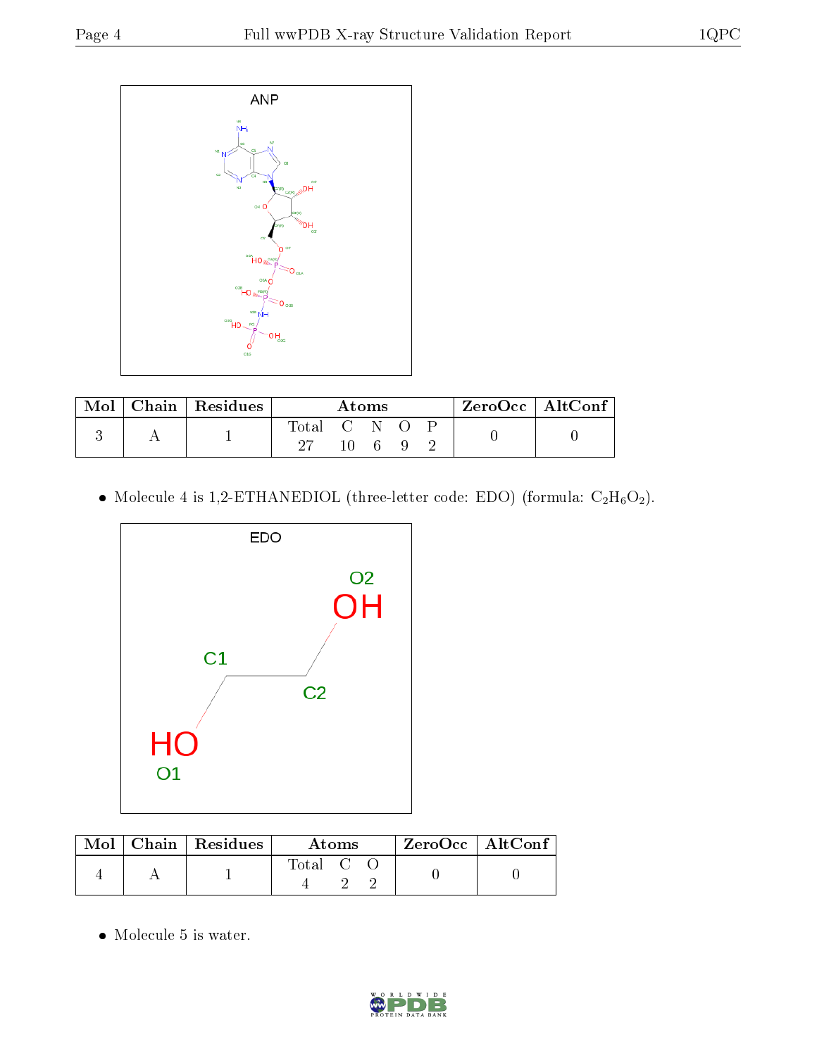| Mol | Chain | Residues | Atoms | | | | | ZeroOcc | AltConf |
|---|---|---|---|---|---|---|---|---|---|
| | | | Total | C | N | O | P | | |
| 3 | A | 1 | 27 | 10 | 6 | 9 | 2 | 0 | 0 |

- Molecule 4 is 1,2-ETHANEDIOL (three-letter code: EDO) (formula: $C_2H_6O_2$).

| Mol | Chain | Residues | Atoms | | | ZeroOcc | AltConf |
|---|---|---|---|---|---|---|---|
| | | | Total | C | O | | |
| 4 | A | 1 | 4 | 2 | 2 | 0 | 0 |

- Molecule 5 is water.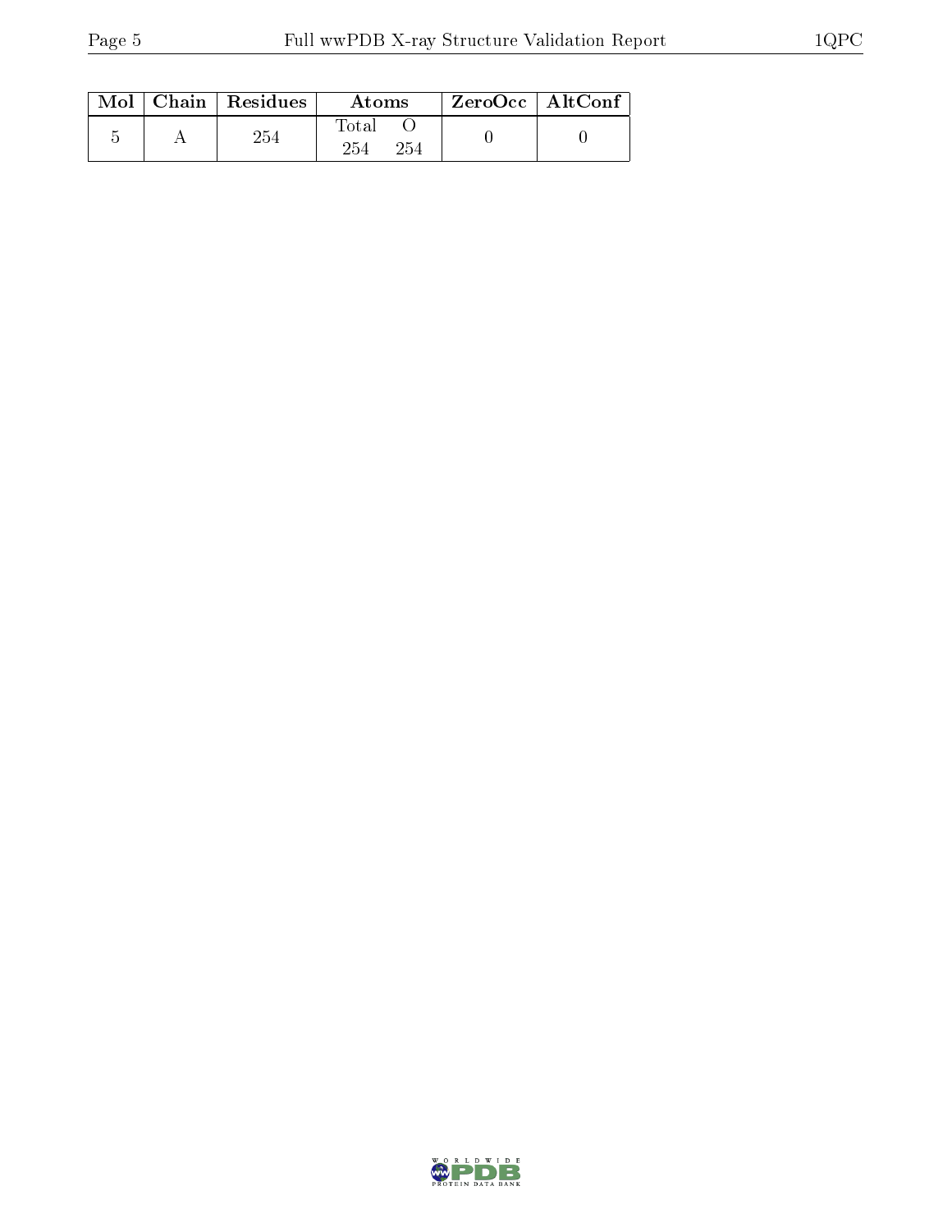| Mol | Chain | Residues | Atoms | | ZeroOcc | AltConf |
|---|---|---|---|---|---|---|
| | | | Total | O | | |
| 5 | A | 254 | 254 | 254 | 0 | 0 |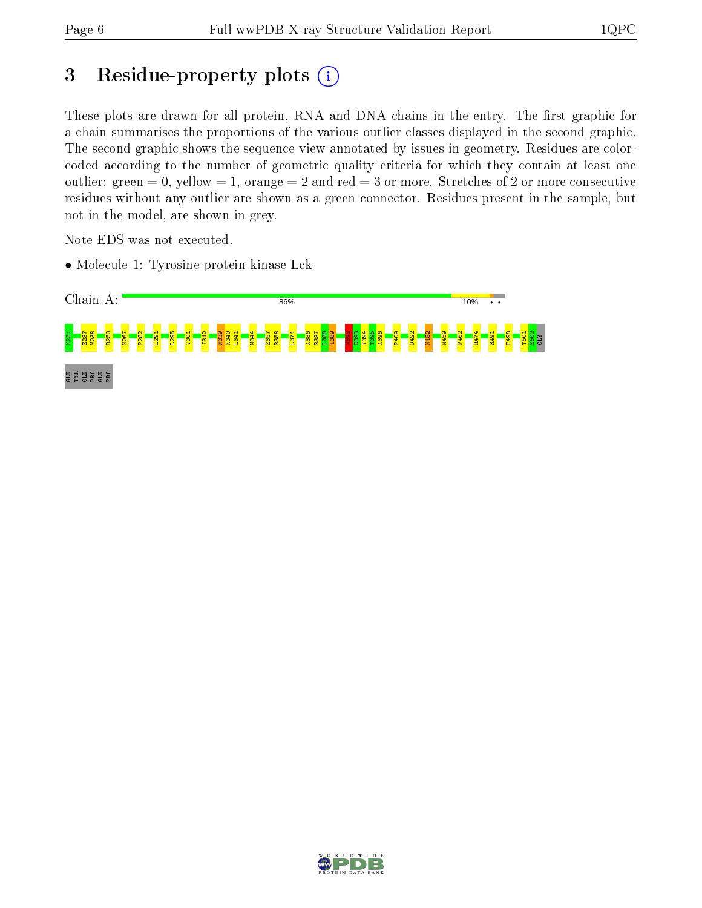# 3 Residue-property plots

These plots are drawn for all protein, RNA and DNA chains in the entry. The first graphic for a chain summarises the proportions of the various outlier classes displayed in the second graphic. The second graphic shows the sequence view annotated by issues in geometry. Residues are color-coded according to the number of geometric quality criteria for which they contain at least one outlier: green = 0, yellow = 1, orange = 2 and red = 3 or more. Stretches of 2 or more consecutive residues without any outlier are shown as a green connector. Residues present in the sample, but not in the model, are shown in grey.

Note EDS was not executed.

- Molecule 1: Tyrosine-protein kinase Lck

Chain A: 86% 10% • •

K231 E237 W238 R250 H267 P282 L291 L295 V301 I312 N339 K340 L341 M344 E357 R358 L371 A386 R387 L388 I389 N392 E393 Y394 T395 A396 P409 D422 N452 M459 P462 R474 R491 F498 T501 E502 GLY GLN TYR GLN PRO GLN PRO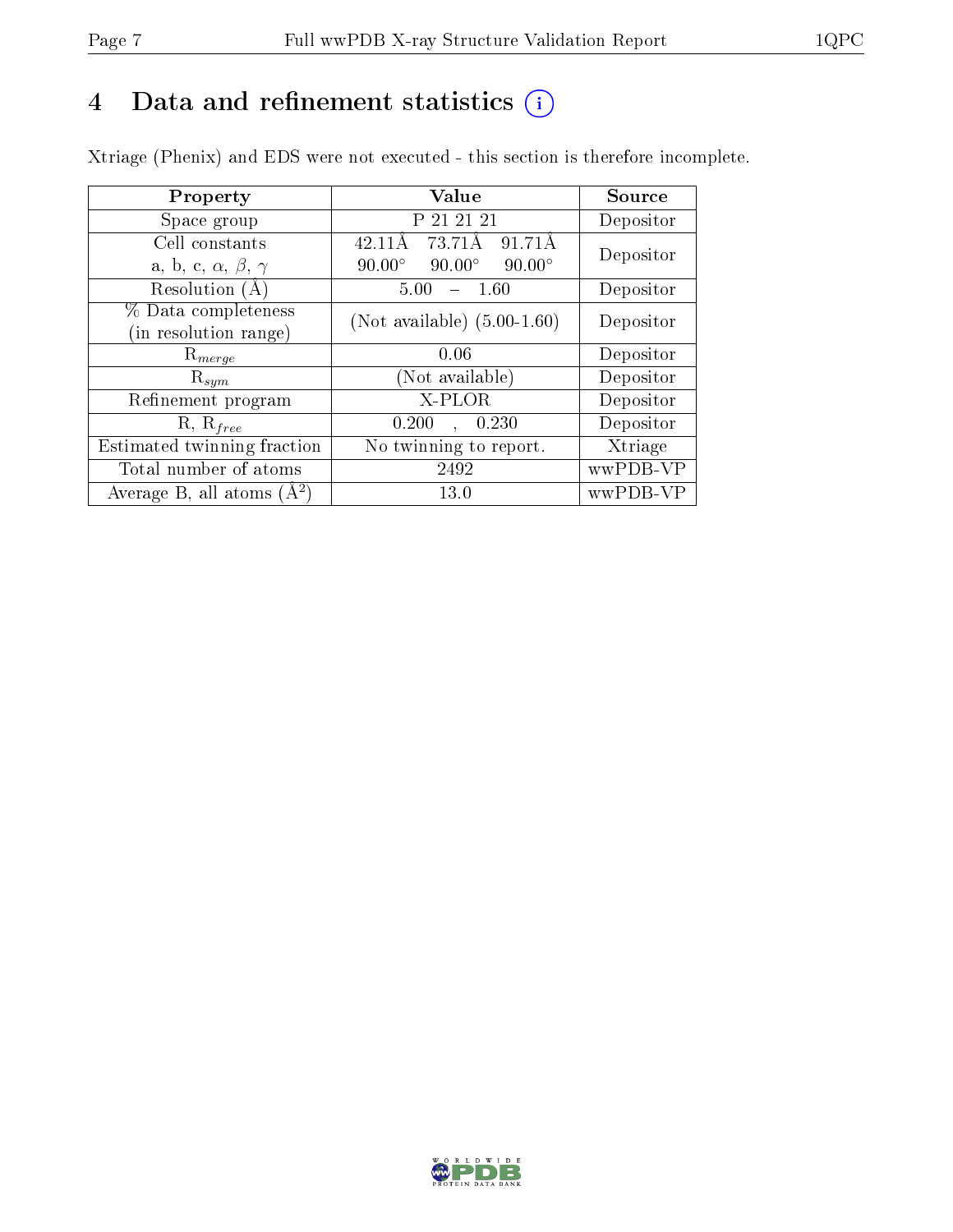# 4 Data and refinement statistics (i)

Xtriage (Phenix) and EDS were not executed - this section is therefore incomplete.

| Property | Value | Source |
|---|---|---|
| Space group | P 21 21 21 | Depositor |
| Cell constants<br>a, b, c, $\alpha$, $\beta$, $\gamma$ | 42.11Å 73.71Å 91.71Å<br>90.00° 90.00° 90.00° | Depositor |
| Resolution (Å) | 5.00 – 1.60 | Depositor |
| % Data completeness<br>(in resolution range) | (Not available) (5.00-1.60) | Depositor |
| $R_{merge}$ | 0.06 | Depositor |
| $R_{sym}$ | (Not available) | Depositor |
| Refinement program | X-PLOR | Depositor |
| R, $R_{free}$ | 0.200 , 0.230 | Depositor |
| Estimated twinning fraction | No twinning to report. | Xtriage |
| Total number of atoms | 2492 | wwPDB-VP |
| Average B, all atoms (Å$^2$) | 13.0 | wwPDB-VP |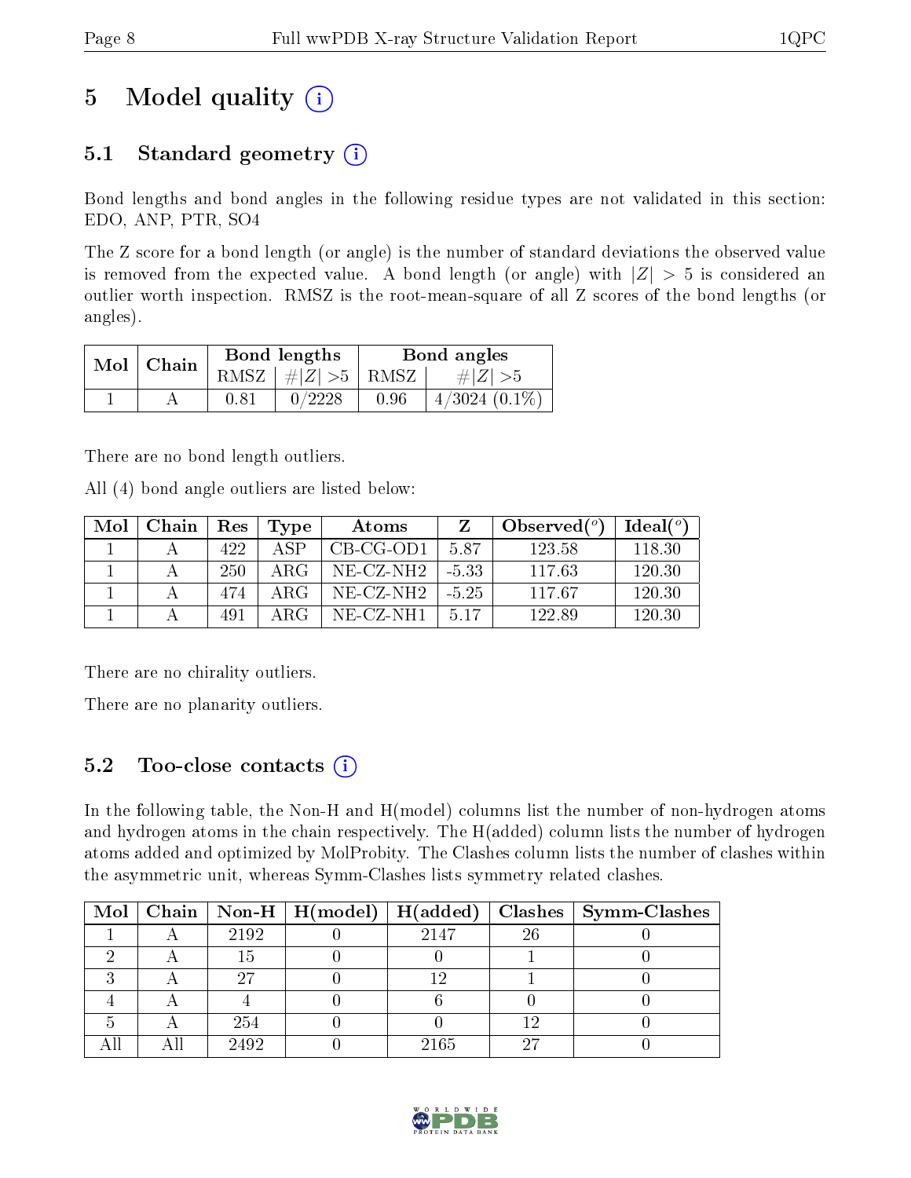# 5 Model quality (i)

## 5.1 Standard geometry (i)

Bond lengths and bond angles in the following residue types are not validated in this section: EDO, ANP, PTR, SO4

The Z score for a bond length (or angle) is the number of standard deviations the observed value is removed from the expected value. A bond length (or angle) with $|Z| > 5$ is considered an outlier worth inspection. RMSZ is the root-mean-square of all Z scores of the bond lengths (or angles).

| Mol | Chain | Bond lengths | | Bond angles | |
|---|---|---|---|---|---|
| | | RMSZ | $\#\|Z\| > 5$ | RMSZ | $\#\|Z\| > 5$ |
| 1 | A | 0.81 | 0/2228 | 0.96 | 4/3024 (0.1%) |

There are no bond length outliers.

All (4) bond angle outliers are listed below:

| Mol | Chain | Res | Type | Atoms | Z | Observed(°) | Ideal(°) |
|---|---|---|---|---|---|---|---|
| 1 | A | 422 | ASP | CB-CG-OD1 | 5.87 | 123.58 | 118.30 |
| 1 | A | 250 | ARG | NE-CZ-NH2 | -5.33 | 117.63 | 120.30 |
| 1 | A | 474 | ARG | NE-CZ-NH2 | -5.25 | 117.67 | 120.30 |
| 1 | A | 491 | ARG | NE-CZ-NH1 | 5.17 | 122.89 | 120.30 |

There are no chirality outliers.

There are no planarity outliers.

## 5.2 Too-close contacts (i)

In the following table, the Non-H and H(model) columns list the number of non-hydrogen atoms and hydrogen atoms in the chain respectively. The H(added) column lists the number of hydrogen atoms added and optimized by MolProbity. The Clashes column lists the number of clashes within the asymmetric unit, whereas Symm-Clashes lists symmetry related clashes.

| Mol | Chain | Non-H | H(model) | H(added) | Clashes | Symm-Clashes |
|---|---|---|---|---|---|---|
| 1 | A | 2192 | 0 | 2147 | 26 | 0 |
| 2 | A | 15 | 0 | 0 | 1 | 0 |
| 3 | A | 27 | 0 | 12 | 1 | 0 |
| 4 | A | 4 | 0 | 6 | 0 | 0 |
| 5 | A | 254 | 0 | 0 | 12 | 0 |
| All | All | 2492 | 0 | 2165 | 27 | 0 |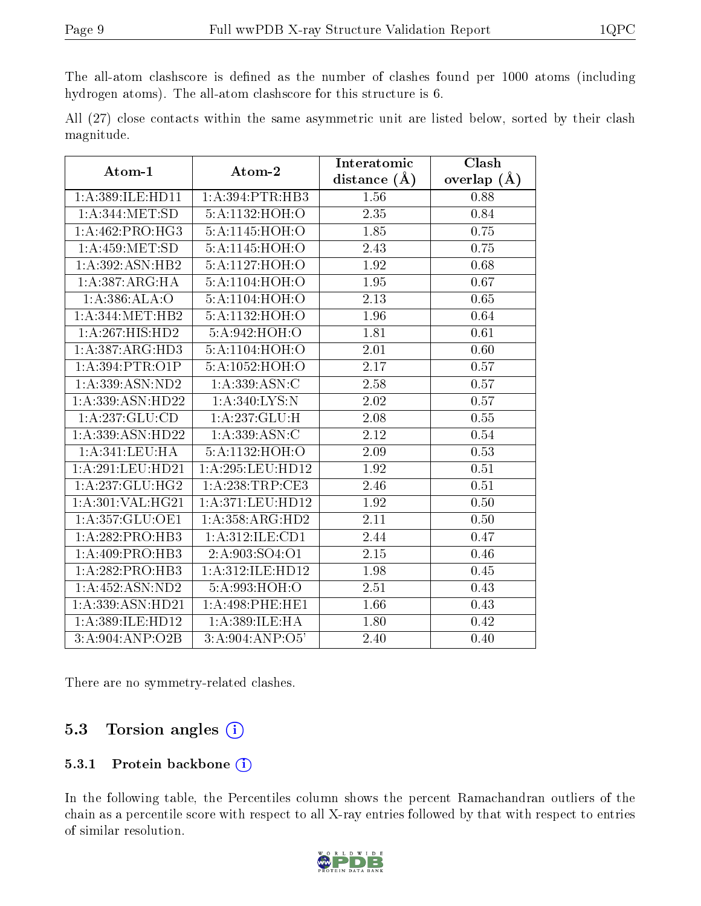The all-atom clashscore is defined as the number of clashes found per 1000 atoms (including hydrogen atoms). The all-atom clashscore for this structure is 6.

All (27) close contacts within the same asymmetric unit are listed below, sorted by their clash magnitude.

| Atom-1 | Atom-2 | Interatomic distance (Å) | Clash overlap (Å) |
|---|---|---|---|
| 1:A:389:ILE:HD11 | 1:A:394:PTR:HB3 | 1.56 | 0.88 |
| 1:A:344:MET:SD | 5:A:1132:HOH:O | 2.35 | 0.84 |
| 1:A:462:PRO:HG3 | 5:A:1145:HOH:O | 1.85 | 0.75 |
| 1:A:459:MET:SD | 5:A:1145:HOH:O | 2.43 | 0.75 |
| 1:A:392:ASN:HB2 | 5:A:1127:HOH:O | 1.92 | 0.68 |
| 1:A:387:ARG:HA | 5:A:1104:HOH:O | 1.95 | 0.67 |
| 1:A:386:ALA:O | 5:A:1104:HOH:O | 2.13 | 0.65 |
| 1:A:344:MET:HB2 | 5:A:1132:HOH:O | 1.96 | 0.64 |
| 1:A:267:HIS:HD2 | 5:A:942:HOH:O | 1.81 | 0.61 |
| 1:A:387:ARG:HD3 | 5:A:1104:HOH:O | 2.01 | 0.60 |
| 1:A:394:PTR:O1P | 5:A:1052:HOH:O | 2.17 | 0.57 |
| 1:A:339:ASN:ND2 | 1:A:339:ASN:C | 2.58 | 0.57 |
| 1:A:339:ASN:HD22 | 1:A:340:LYS:N | 2.02 | 0.57 |
| 1:A:237:GLU:CD | 1:A:237:GLU:H | 2.08 | 0.55 |
| 1:A:339:ASN:HD22 | 1:A:339:ASN:C | 2.12 | 0.54 |
| 1:A:341:LEU:HA | 5:A:1132:HOH:O | 2.09 | 0.53 |
| 1:A:291:LEU:HD21 | 1:A:295:LEU:HD12 | 1.92 | 0.51 |
| 1:A:237:GLU:HG2 | 1:A:238:TRP:CE3 | 2.46 | 0.51 |
| 1:A:301:VAL:HG21 | 1:A:371:LEU:HD12 | 1.92 | 0.50 |
| 1:A:357:GLU:OE1 | 1:A:358:ARG:HD2 | 2.11 | 0.50 |
| 1:A:282:PRO:HB3 | 1:A:312:ILE:CD1 | 2.44 | 0.47 |
| 1:A:409:PRO:HB3 | 2:A:903:SO4:O1 | 2.15 | 0.46 |
| 1:A:282:PRO:HB3 | 1:A:312:ILE:HD12 | 1.98 | 0.45 |
| 1:A:452:ASN:ND2 | 5:A:993:HOH:O | 2.51 | 0.43 |
| 1:A:339:ASN:HD21 | 1:A:498:PHE:HE1 | 1.66 | 0.43 |
| 1:A:389:ILE:HD12 | 1:A:389:ILE:HA | 1.80 | 0.42 |
| 3:A:904:ANP:O2B | 3:A:904:ANP:O5' | 2.40 | 0.40 |

There are no symmetry-related clashes.

## 5.3 Torsion angles

### 5.3.1 Protein backbone

In the following table, the Percentiles column shows the percent Ramachandran outliers of the chain as a percentile score with respect to all X-ray entries followed by that with respect to entries of similar resolution.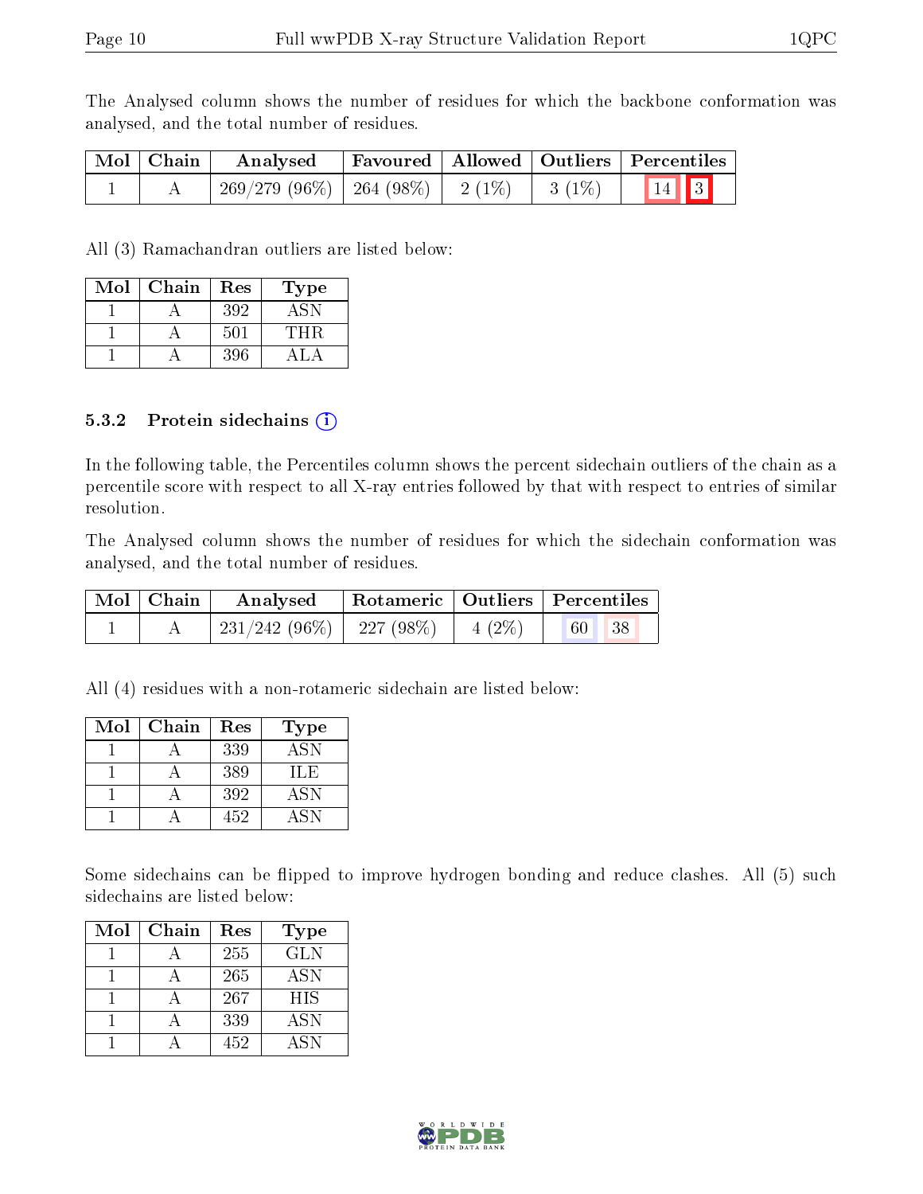The Analysed column shows the number of residues for which the backbone conformation was analysed, and the total number of residues.

| Mol | Chain | Analysed | Favoured | Allowed | Outliers | Percentiles | |
|---|---|---|---|---|---|---|---|
| 1 | A | 269/279 (96%) | 264 (98%) | 2 (1%) | 3 (1%) | 14 | 3 |

All (3) Ramachandran outliers are listed below:

| Mol | Chain | Res | Type |
|---|---|---|---|
| 1 | A | 392 | ASN |
| 1 | A | 501 | THR |
| 1 | A | 396 | ALA |

### 5.3.2 Protein sidechains

In the following table, the Percentiles column shows the percent sidechain outliers of the chain as a percentile score with respect to all X-ray entries followed by that with respect to entries of similar resolution.

The Analysed column shows the number of residues for which the sidechain conformation was analysed, and the total number of residues.

| Mol | Chain | Analysed | Rotameric | Outliers | Percentiles | |
|---|---|---|---|---|---|---|
| 1 | A | 231/242 (96%) | 227 (98%) | 4 (2%) | 60 | 38 |

All (4) residues with a non-rotameric sidechain are listed below:

| Mol | Chain | Res | Type |
|---|---|---|---|
| 1 | A | 339 | ASN |
| 1 | A | 389 | ILE |
| 1 | A | 392 | ASN |
| 1 | A | 452 | ASN |

Some sidechains can be flipped to improve hydrogen bonding and reduce clashes. All (5) such sidechains are listed below:

| Mol | Chain | Res | Type |
|---|---|---|---|
| 1 | A | 255 | GLN |
| 1 | A | 265 | ASN |
| 1 | A | 267 | HIS |
| 1 | A | 339 | ASN |
| 1 | A | 452 | ASN |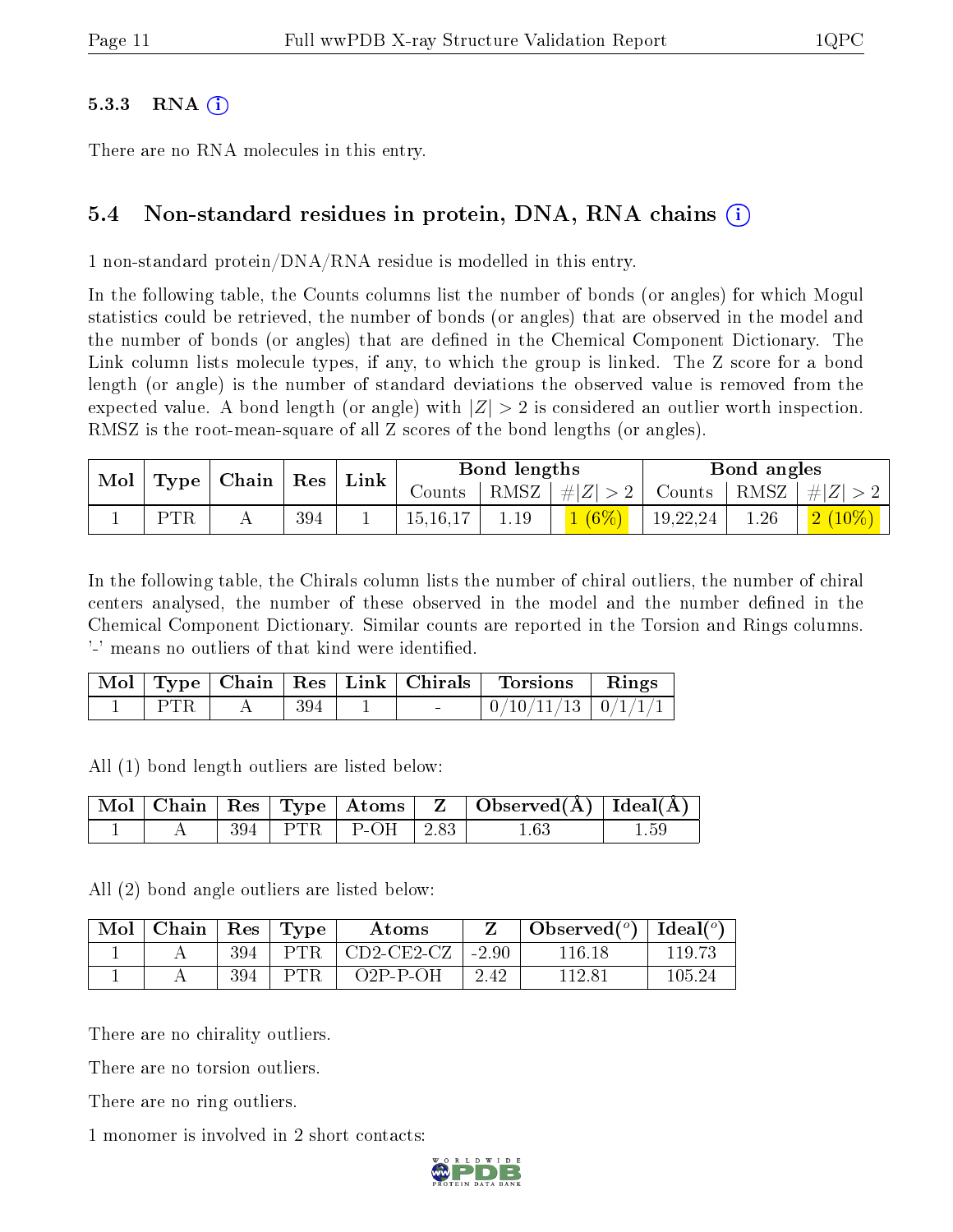### 5.3.3 RNA (i)

There are no RNA molecules in this entry.

## 5.4 Non-standard residues in protein, DNA, RNA chains (i)

1 non-standard protein/DNA/RNA residue is modelled in this entry.

In the following table, the Counts columns list the number of bonds (or angles) for which Mogul statistics could be retrieved, the number of bonds (or angles) that are observed in the model and the number of bonds (or angles) that are defined in the Chemical Component Dictionary. The Link column lists molecule types, if any, to which the group is linked. The Z score for a bond length (or angle) is the number of standard deviations the observed value is removed from the expected value. A bond length (or angle) with $|Z| > 2$ is considered an outlier worth inspection. RMSZ is the root-mean-square of all Z scores of the bond lengths (or angles).

| Mol | Type | Chain | Res | Link | Bond lengths | | | Bond angles | | |
|---|---|---|---|---|---|---|---|---|---|---|
| | | | | | Counts | RMSZ | $\#\|Z\|>2$ | Counts | RMSZ | $\#\|Z\|>2$ |
| 1 | PTR | A | 394 | 1 | 15,16,17 | 1.19 | 1 (6%) | 19,22,24 | 1.26 | 2 (10%) |

In the following table, the Chirals column lists the number of chiral outliers, the number of chiral centers analysed, the number of these observed in the model and the number defined in the Chemical Component Dictionary. Similar counts are reported in the Torsion and Rings columns. '-' means no outliers of that kind were identified.

| Mol | Type | Chain | Res | Link | Chirals | Torsions | Rings |
|---|---|---|---|---|---|---|---|
| 1 | PTR | A | 394 | 1 | - | 0/10/11/13 | 0/1/1/1 |

All (1) bond length outliers are listed below:

| Mol | Chain | Res | Type | Atoms | Z | Observed(Å) | Ideal(Å) |
|---|---|---|---|---|---|---|---|
| 1 | A | 394 | PTR | P-OH | 2.83 | 1.63 | 1.59 |

All (2) bond angle outliers are listed below:

| Mol | Chain | Res | Type | Atoms | Z | Observed($^o$) | Ideal($^o$) |
|---|---|---|---|---|---|---|---|
| 1 | A | 394 | PTR | CD2-CE2-CZ | -2.90 | 116.18 | 119.73 |
| 1 | A | 394 | PTR | O2P-P-OH | 2.42 | 112.81 | 105.24 |

There are no chirality outliers.

There are no torsion outliers.

There are no ring outliers.

1 monomer is involved in 2 short contacts: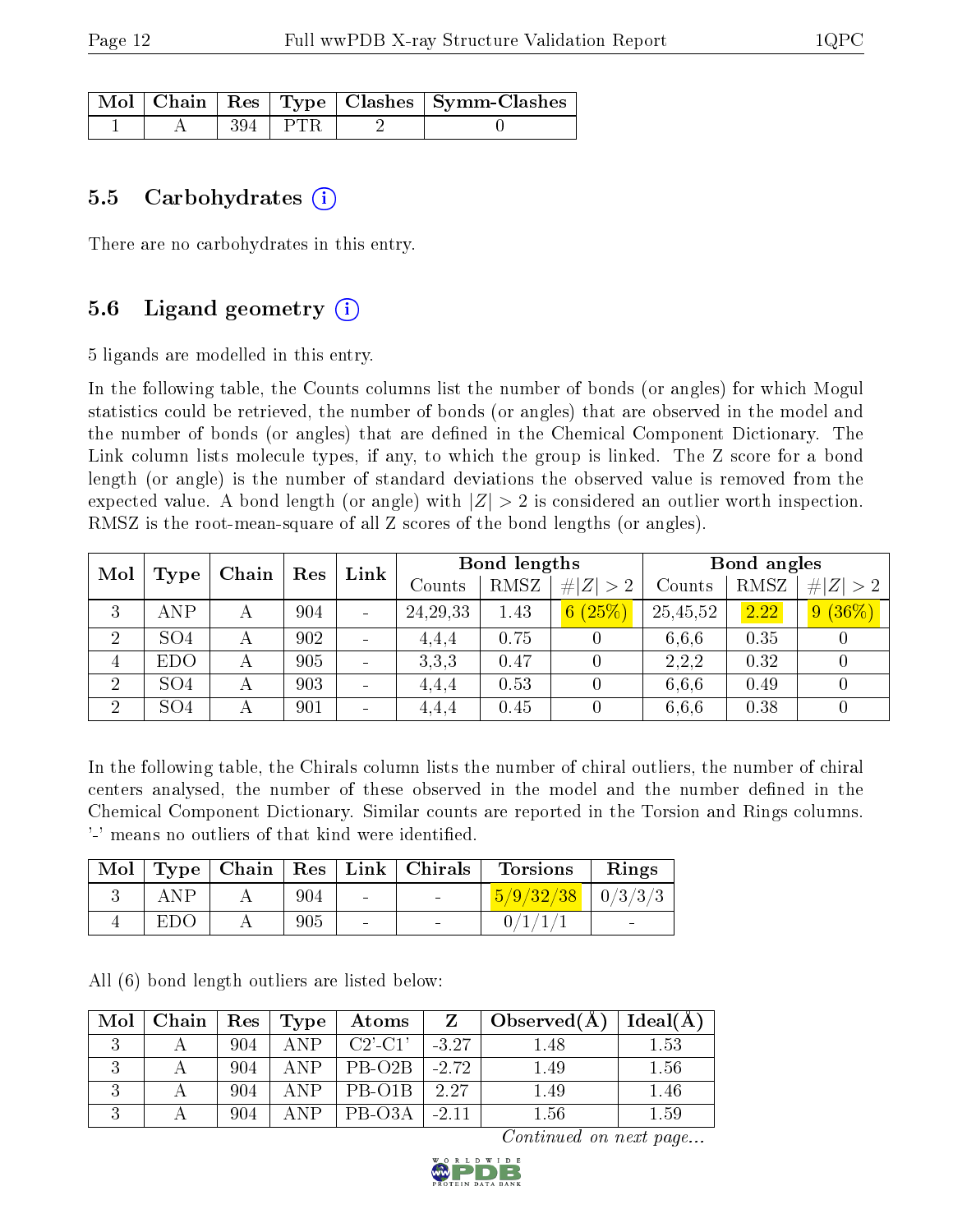| Mol | Chain | Res | Type | Clashes | Symm-Clashes |
|---|---|---|---|---|---|
| 1 | A | 394 | PTR | 2 | 0 |

### 5.5 Carbohydrates (i)

There are no carbohydrates in this entry.

### 5.6 Ligand geometry (i)

5 ligands are modelled in this entry.

In the following table, the Counts columns list the number of bonds (or angles) for which Mogul statistics could be retrieved, the number of bonds (or angles) that are observed in the model and the number of bonds (or angles) that are defined in the Chemical Component Dictionary. The Link column lists molecule types, if any, to which the group is linked. The Z score for a bond length (or angle) is the number of standard deviations the observed value is removed from the expected value. A bond length (or angle) with $|Z| > 2$ is considered an outlier worth inspection. RMSZ is the root-mean-square of all Z scores of the bond lengths (or angles).

| Mol | Type | Chain | Res | Link | Bond lengths | | | Bond angles | | |
|---|---|---|---|---|---|---|---|---|---|---|
| | | | | | Counts | RMSZ | #\|Z\| > 2 | Counts | RMSZ | #\|Z\| > 2 |
| 3 | ANP | A | 904 | - | 24,29,33 | 1.43 | 6 (25%) | 25,45,52 | 2.22 | 9 (36%) |
| 2 | SO4 | A | 902 | - | 4,4,4 | 0.75 | 0 | 6,6,6 | 0.35 | 0 |
| 4 | EDO | A | 905 | - | 3,3,3 | 0.47 | 0 | 2,2,2 | 0.32 | 0 |
| 2 | SO4 | A | 903 | - | 4,4,4 | 0.53 | 0 | 6,6,6 | 0.49 | 0 |
| 2 | SO4 | A | 901 | - | 4,4,4 | 0.45 | 0 | 6,6,6 | 0.38 | 0 |

In the following table, the Chirals column lists the number of chiral outliers, the number of chiral centers analysed, the number of these observed in the model and the number defined in the Chemical Component Dictionary. Similar counts are reported in the Torsion and Rings columns. '-' means no outliers of that kind were identified.

| Mol | Type | Chain | Res | Link | Chirals | Torsions | Rings |
|---|---|---|---|---|---|---|---|
| 3 | ANP | A | 904 | - | - | 5/9/32/38 | 0/3/3/3 |
| 4 | EDO | A | 905 | - | - | 0/1/1/1 | - |

All (6) bond length outliers are listed below:

| Mol | Chain | Res | Type | Atoms | Z | Observed(Å) | Ideal(Å) |
|---|---|---|---|---|---|---|---|
| 3 | A | 904 | ANP | C2'-C1' | -3.27 | 1.48 | 1.53 |
| 3 | A | 904 | ANP | PB-O2B | -2.72 | 1.49 | 1.56 |
| 3 | A | 904 | ANP | PB-O1B | 2.27 | 1.49 | 1.46 |
| 3 | A | 904 | ANP | PB-O3A | -2.11 | 1.56 | 1.59 |

*Continued on next page...*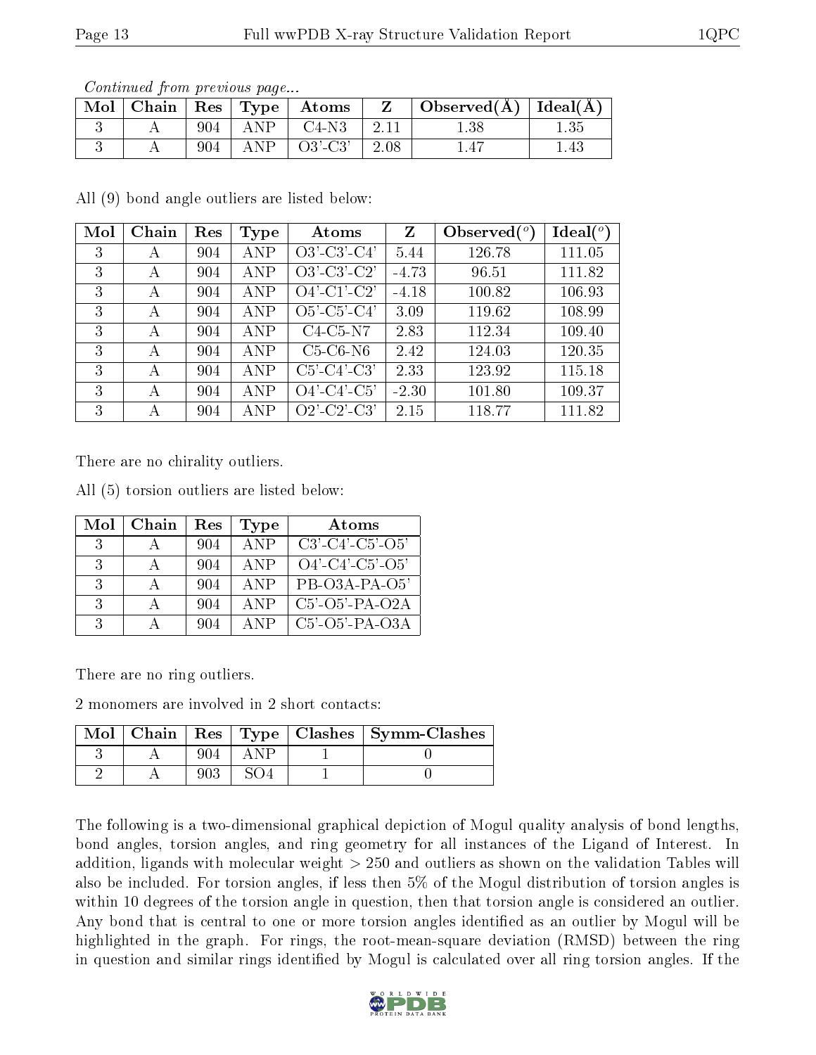*Continued from previous page...*

| Mol | Chain | Res | Type | Atoms | Z | Observed(Å) | Ideal(Å) |
|---|---|---|---|---|---|---|---|
| 3 | A | 904 | ANP | C4-N3 | 2.11 | 1.38 | 1.35 |
| 3 | A | 904 | ANP | O3'-C3' | 2.08 | 1.47 | 1.43 |

All (9) bond angle outliers are listed below:

| Mol | Chain | Res | Type | Atoms | Z | Observed(°) | Ideal(°) |
|---|---|---|---|---|---|---|---|
| 3 | A | 904 | ANP | O3'-C3'-C4' | 5.44 | 126.78 | 111.05 |
| 3 | A | 904 | ANP | O3'-C3'-C2' | -4.73 | 96.51 | 111.82 |
| 3 | A | 904 | ANP | O4'-C1'-C2' | -4.18 | 100.82 | 106.93 |
| 3 | A | 904 | ANP | O5'-C5'-C4' | 3.09 | 119.62 | 108.99 |
| 3 | A | 904 | ANP | C4-C5-N7 | 2.83 | 112.34 | 109.40 |
| 3 | A | 904 | ANP | C5-C6-N6 | 2.42 | 124.03 | 120.35 |
| 3 | A | 904 | ANP | C5'-C4'-C3' | 2.33 | 123.92 | 115.18 |
| 3 | A | 904 | ANP | O4'-C4'-C5' | -2.30 | 101.80 | 109.37 |
| 3 | A | 904 | ANP | O2'-C2'-C3' | 2.15 | 118.77 | 111.82 |

There are no chirality outliers.

All (5) torsion outliers are listed below:

| Mol | Chain | Res | Type | Atoms |
|---|---|---|---|---|
| 3 | A | 904 | ANP | C3'-C4'-C5'-O5' |
| 3 | A | 904 | ANP | O4'-C4'-C5'-O5' |
| 3 | A | 904 | ANP | PB-O3A-PA-O5' |
| 3 | A | 904 | ANP | C5'-O5'-PA-O2A |
| 3 | A | 904 | ANP | C5'-O5'-PA-O3A |

There are no ring outliers.

2 monomers are involved in 2 short contacts:

| Mol | Chain | Res | Type | Clashes | Symm-Clashes |
|---|---|---|---|---|---|
| 3 | A | 904 | ANP | 1 | 0 |
| 2 | A | 903 | SO4 | 1 | 0 |

The following is a two-dimensional graphical depiction of Mogul quality analysis of bond lengths, bond angles, torsion angles, and ring geometry for all instances of the Ligand of Interest. In addition, ligands with molecular weight > 250 and outliers as shown on the validation Tables will also be included. For torsion angles, if less then 5% of the Mogul distribution of torsion angles is within 10 degrees of the torsion angle in question, then that torsion angle is considered an outlier. Any bond that is central to one or more torsion angles identified as an outlier by Mogul will be highlighted in the graph. For rings, the root-mean-square deviation (RMSD) between the ring in question and similar rings identified by Mogul is calculated over all ring torsion angles. If the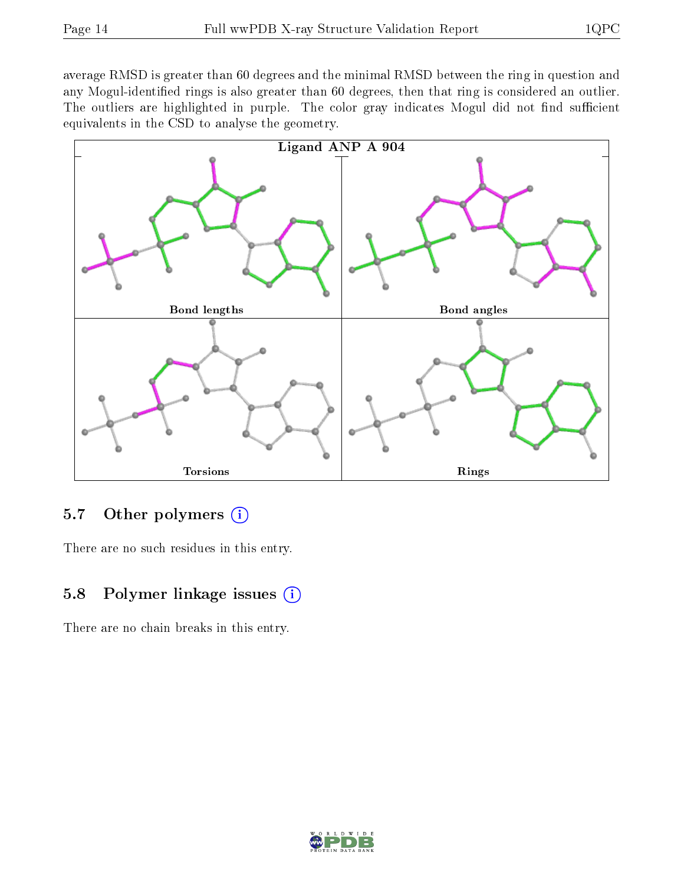average RMSD is greater than 60 degrees and the minimal RMSD between the ring in question and any Mogul-identified rings is also greater than 60 degrees, then that ring is considered an outlier. The outliers are highlighted in purple. The color gray indicates Mogul did not find sufficient equivalents in the CSD to analyse the geometry.

Ligand ANP A 904

Bond lengths

Bond angles

Torsions

Rings

### 5.7 Other polymers

There are no such residues in this entry.

### 5.8 Polymer linkage issues

There are no chain breaks in this entry.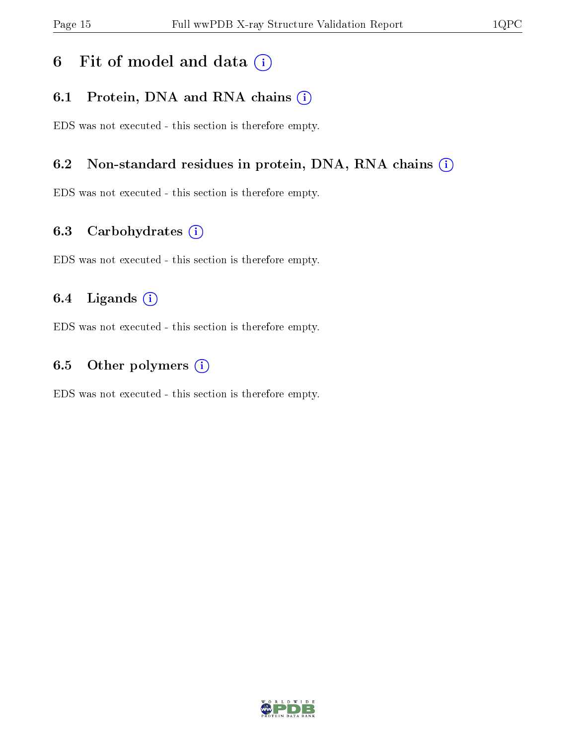# 6 Fit of model and data

## 6.1 Protein, DNA and RNA chains

EDS was not executed - this section is therefore empty.

## 6.2 Non-standard residues in protein, DNA, RNA chains

EDS was not executed - this section is therefore empty.

## 6.3 Carbohydrates

EDS was not executed - this section is therefore empty.

## 6.4 Ligands

EDS was not executed - this section is therefore empty.

## 6.5 Other polymers

EDS was not executed - this section is therefore empty.